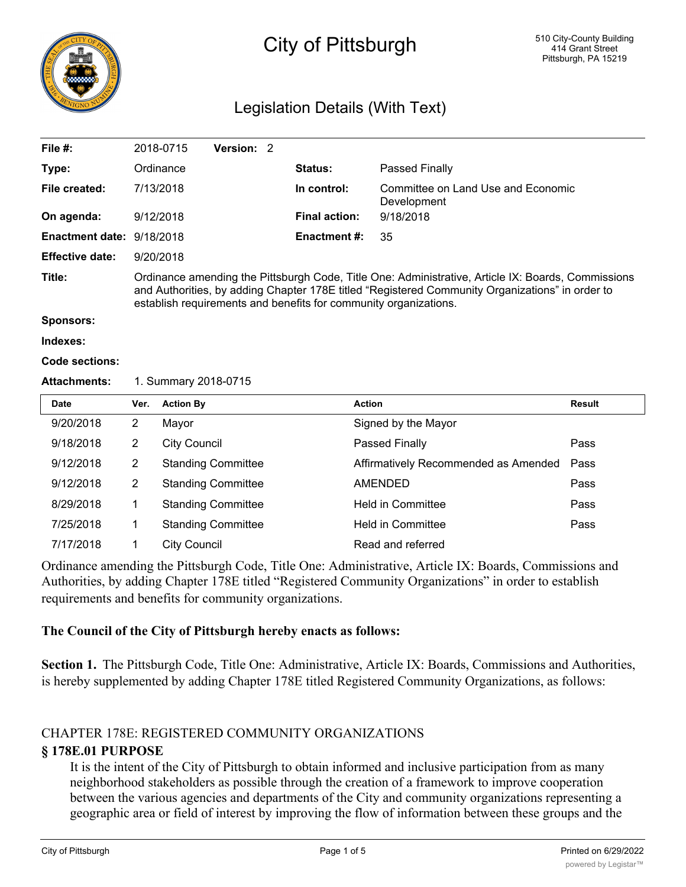# City of Pittsburgh

510 City-County Building
414 Grant Street
Pittsburgh, PA 15219

## Legislation Details (With Text)

| | | | |
|---|---|---|---|
| **File #:** | 2018-0715 **Version:** 2 | | |
| **Type:** | Ordinance | **Status:** | Passed Finally |
| **File created:** | 7/13/2018 | **In control:** | Committee on Land Use and Economic Development |
| **On agenda:** | 9/12/2018 | **Final action:** | 9/18/2018 |
| **Enactment date:** | 9/18/2018 | **Enactment #:** | 35 |
| **Effective date:** | 9/20/2018 | | |

**Title:** Ordinance amending the Pittsburgh Code, Title One: Administrative, Article IX: Boards, Commissions and Authorities, by adding Chapter 178E titled “Registered Community Organizations” in order to establish requirements and benefits for community organizations.

**Sponsors:**

**Indexes:**

**Code sections:**

**Attachments:** 1. Summary 2018-0715

| Date | Ver. | Action By | Action | Result |
|---|---|---|---|---|
| 9/20/2018 | 2 | Mayor | Signed by the Mayor | |
| 9/18/2018 | 2 | City Council | Passed Finally | Pass |
| 9/12/2018 | 2 | Standing Committee | Affirmatively Recommended as Amended | Pass |
| 9/12/2018 | 2 | Standing Committee | AMENDED | Pass |
| 8/29/2018 | 1 | Standing Committee | Held in Committee | Pass |
| 7/25/2018 | 1 | Standing Committee | Held in Committee | Pass |
| 7/17/2018 | 1 | City Council | Read and referred | |

Ordinance amending the Pittsburgh Code, Title One: Administrative, Article IX: Boards, Commissions and Authorities, by adding Chapter 178E titled “Registered Community Organizations” in order to establish requirements and benefits for community organizations.

**The Council of the City of Pittsburgh hereby enacts as follows:**

**Section 1.** The Pittsburgh Code, Title One: Administrative, Article IX: Boards, Commissions and Authorities, is hereby supplemented by adding Chapter 178E titled Registered Community Organizations, as follows:

CHAPTER 178E: REGISTERED COMMUNITY ORGANIZATIONS

**§ 178E.01 PURPOSE**

It is the intent of the City of Pittsburgh to obtain informed and inclusive participation from as many neighborhood stakeholders as possible through the creation of a framework to improve cooperation between the various agencies and departments of the City and community organizations representing a geographic area or field of interest by improving the flow of information between these groups and the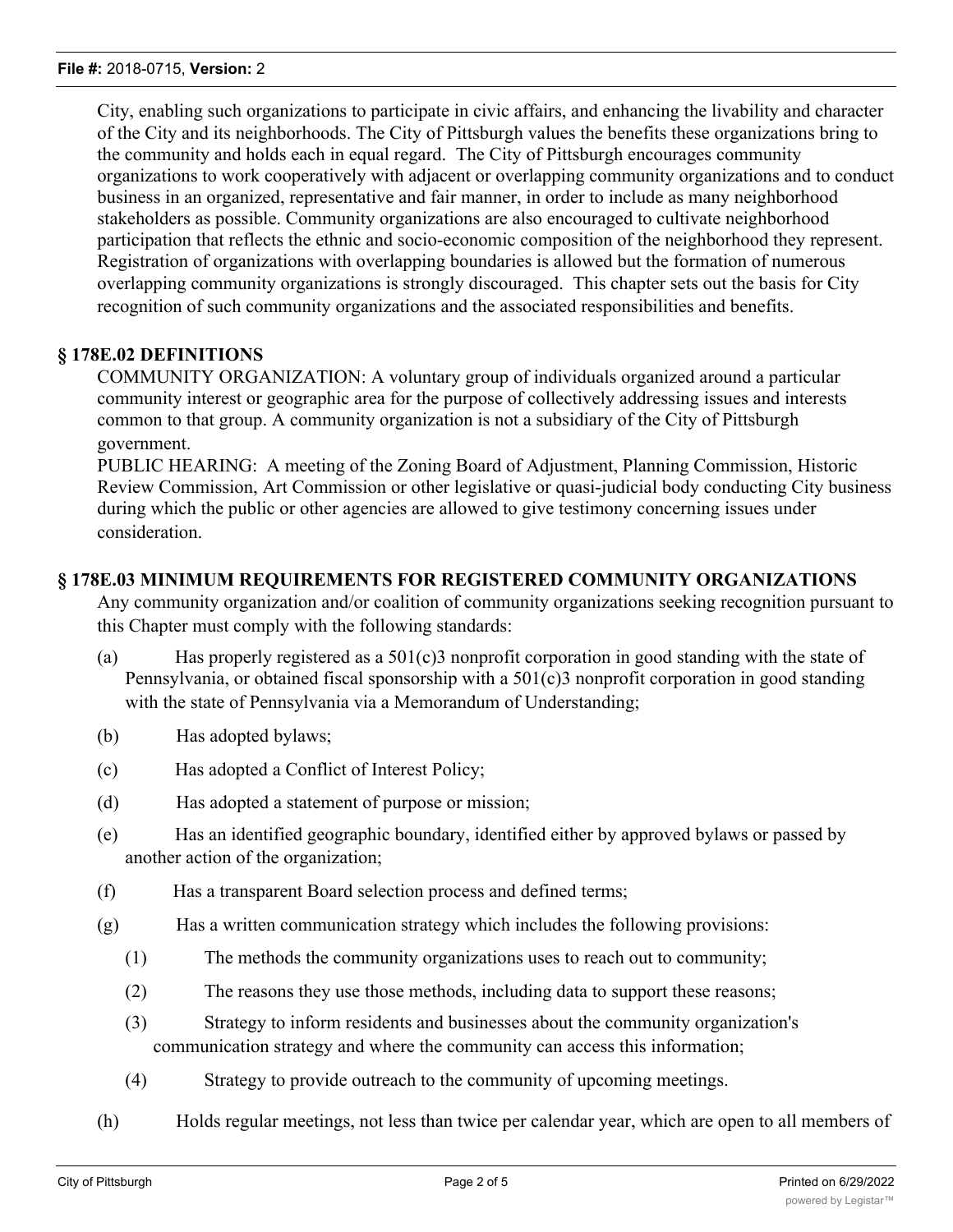City, enabling such organizations to participate in civic affairs, and enhancing the livability and character of the City and its neighborhoods. The City of Pittsburgh values the benefits these organizations bring to the community and holds each in equal regard. The City of Pittsburgh encourages community organizations to work cooperatively with adjacent or overlapping community organizations and to conduct business in an organized, representative and fair manner, in order to include as many neighborhood stakeholders as possible. Community organizations are also encouraged to cultivate neighborhood participation that reflects the ethnic and socio-economic composition of the neighborhood they represent. Registration of organizations with overlapping boundaries is allowed but the formation of numerous overlapping community organizations is strongly discouraged. This chapter sets out the basis for City recognition of such community organizations and the associated responsibilities and benefits.

## § 178E.02 DEFINITIONS

COMMUNITY ORGANIZATION: A voluntary group of individuals organized around a particular community interest or geographic area for the purpose of collectively addressing issues and interests common to that group. A community organization is not a subsidiary of the City of Pittsburgh government.

PUBLIC HEARING: A meeting of the Zoning Board of Adjustment, Planning Commission, Historic Review Commission, Art Commission or other legislative or quasi-judicial body conducting City business during which the public or other agencies are allowed to give testimony concerning issues under consideration.

## § 178E.03 MINIMUM REQUIREMENTS FOR REGISTERED COMMUNITY ORGANIZATIONS

Any community organization and/or coalition of community organizations seeking recognition pursuant to this Chapter must comply with the following standards:

(a) Has properly registered as a 501(c)3 nonprofit corporation in good standing with the state of Pennsylvania, or obtained fiscal sponsorship with a 501(c)3 nonprofit corporation in good standing with the state of Pennsylvania via a Memorandum of Understanding;

(b) Has adopted bylaws;

(c) Has adopted a Conflict of Interest Policy;

(d) Has adopted a statement of purpose or mission;

(e) Has an identified geographic boundary, identified either by approved bylaws or passed by another action of the organization;

(f) Has a transparent Board selection process and defined terms;

(g) Has a written communication strategy which includes the following provisions:

(1) The methods the community organizations uses to reach out to community;

(2) The reasons they use those methods, including data to support these reasons;

(3) Strategy to inform residents and businesses about the community organization's communication strategy and where the community can access this information;

(4) Strategy to provide outreach to the community of upcoming meetings.

(h) Holds regular meetings, not less than twice per calendar year, which are open to all members of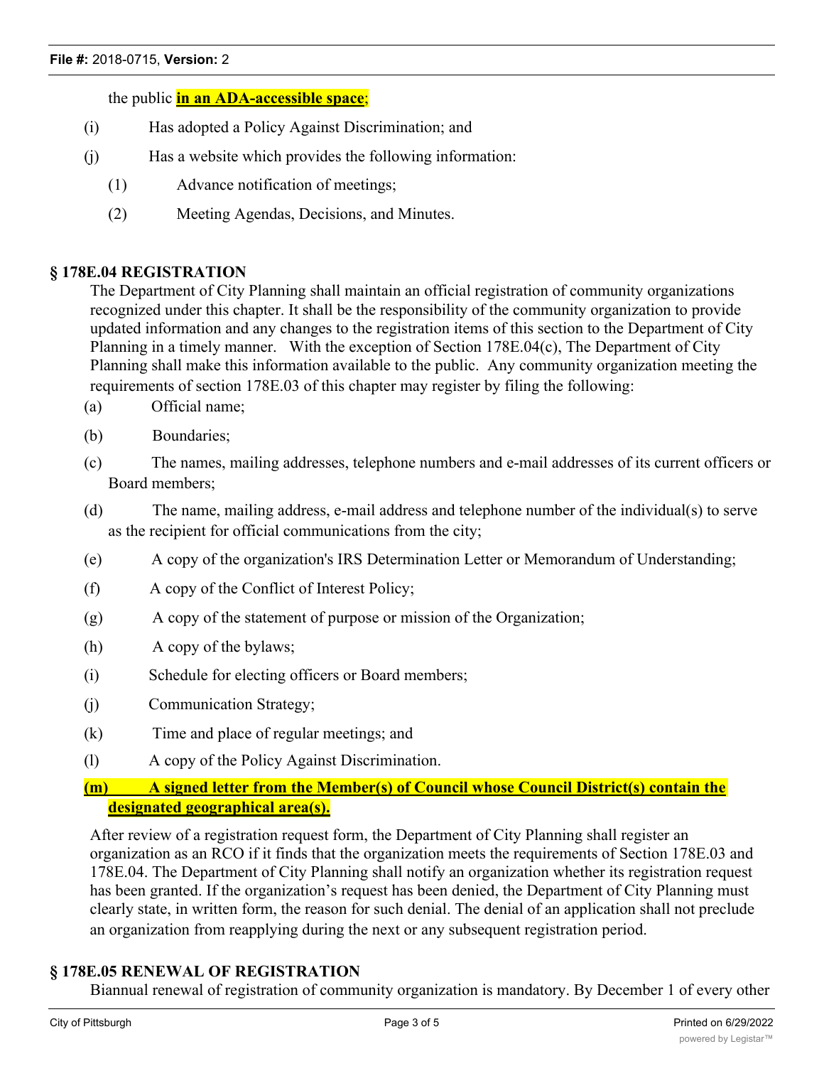the public **in an ADA-accessible space**;

(i) Has adopted a Policy Against Discrimination; and

(j) Has a website which provides the following information:

(1) Advance notification of meetings;

(2) Meeting Agendas, Decisions, and Minutes.

## § 178E.04 REGISTRATION

The Department of City Planning shall maintain an official registration of community organizations recognized under this chapter. It shall be the responsibility of the community organization to provide updated information and any changes to the registration items of this section to the Department of City Planning in a timely manner. With the exception of Section 178E.04(c), The Department of City Planning shall make this information available to the public. Any community organization meeting the requirements of section 178E.03 of this chapter may register by filing the following:

(a) Official name;

(b) Boundaries;

(c) The names, mailing addresses, telephone numbers and e-mail addresses of its current officers or Board members;

(d) The name, mailing address, e-mail address and telephone number of the individual(s) to serve as the recipient for official communications from the city;

(e) A copy of the organization's IRS Determination Letter or Memorandum of Understanding;

(f) A copy of the Conflict of Interest Policy;

(g) A copy of the statement of purpose or mission of the Organization;

(h) A copy of the bylaws;

(i) Schedule for electing officers or Board members;

(j) Communication Strategy;

(k) Time and place of regular meetings; and

(l) A copy of the Policy Against Discrimination.

**(m) A signed letter from the Member(s) of Council whose Council District(s) contain the designated geographical area(s).**

After review of a registration request form, the Department of City Planning shall register an organization as an RCO if it finds that the organization meets the requirements of Section 178E.03 and 178E.04. The Department of City Planning shall notify an organization whether its registration request has been granted. If the organization's request has been denied, the Department of City Planning must clearly state, in written form, the reason for such denial. The denial of an application shall not preclude an organization from reapplying during the next or any subsequent registration period.

## § 178E.05 RENEWAL OF REGISTRATION

Biannual renewal of registration of community organization is mandatory. By December 1 of every other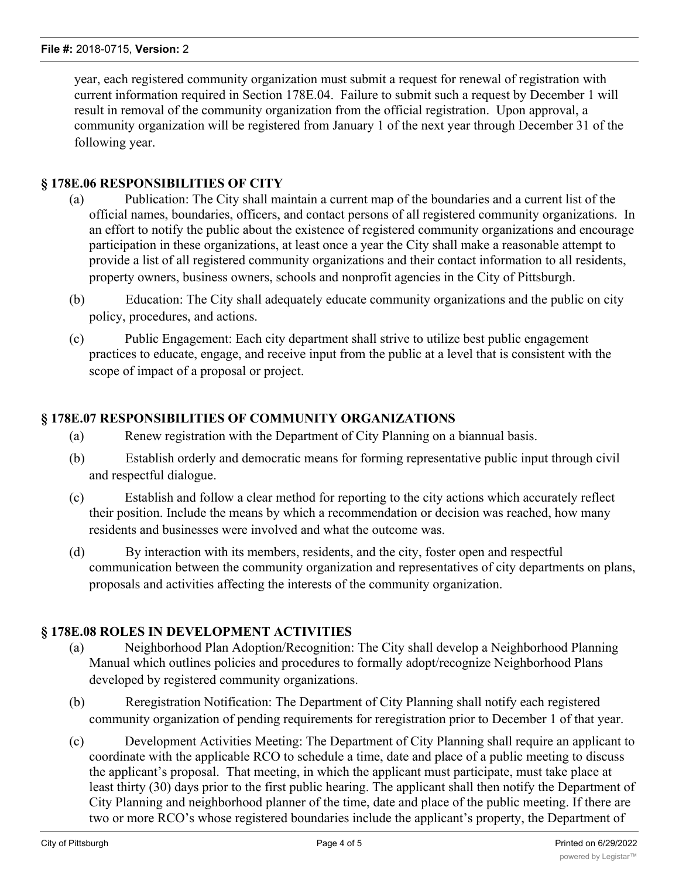year, each registered community organization must submit a request for renewal of registration with current information required in Section 178E.04. Failure to submit such a request by December 1 will result in removal of the community organization from the official registration. Upon approval, a community organization will be registered from January 1 of the next year through December 31 of the following year.

## § 178E.06 RESPONSIBILITIES OF CITY

(a) Publication: The City shall maintain a current map of the boundaries and a current list of the official names, boundaries, officers, and contact persons of all registered community organizations. In an effort to notify the public about the existence of registered community organizations and encourage participation in these organizations, at least once a year the City shall make a reasonable attempt to provide a list of all registered community organizations and their contact information to all residents, property owners, business owners, schools and nonprofit agencies in the City of Pittsburgh.

(b) Education: The City shall adequately educate community organizations and the public on city policy, procedures, and actions.

(c) Public Engagement: Each city department shall strive to utilize best public engagement practices to educate, engage, and receive input from the public at a level that is consistent with the scope of impact of a proposal or project.

## § 178E.07 RESPONSIBILITIES OF COMMUNITY ORGANIZATIONS

(a) Renew registration with the Department of City Planning on a biannual basis.

(b) Establish orderly and democratic means for forming representative public input through civil and respectful dialogue.

(c) Establish and follow a clear method for reporting to the city actions which accurately reflect their position. Include the means by which a recommendation or decision was reached, how many residents and businesses were involved and what the outcome was.

(d) By interaction with its members, residents, and the city, foster open and respectful communication between the community organization and representatives of city departments on plans, proposals and activities affecting the interests of the community organization.

## § 178E.08 ROLES IN DEVELOPMENT ACTIVITIES

(a) Neighborhood Plan Adoption/Recognition: The City shall develop a Neighborhood Planning Manual which outlines policies and procedures to formally adopt/recognize Neighborhood Plans developed by registered community organizations.

(b) Reregistration Notification: The Department of City Planning shall notify each registered community organization of pending requirements for reregistration prior to December 1 of that year.

(c) Development Activities Meeting: The Department of City Planning shall require an applicant to coordinate with the applicable RCO to schedule a time, date and place of a public meeting to discuss the applicant's proposal. That meeting, in which the applicant must participate, must take place at least thirty (30) days prior to the first public hearing. The applicant shall then notify the Department of City Planning and neighborhood planner of the time, date and place of the public meeting. If there are two or more RCO's whose registered boundaries include the applicant's property, the Department of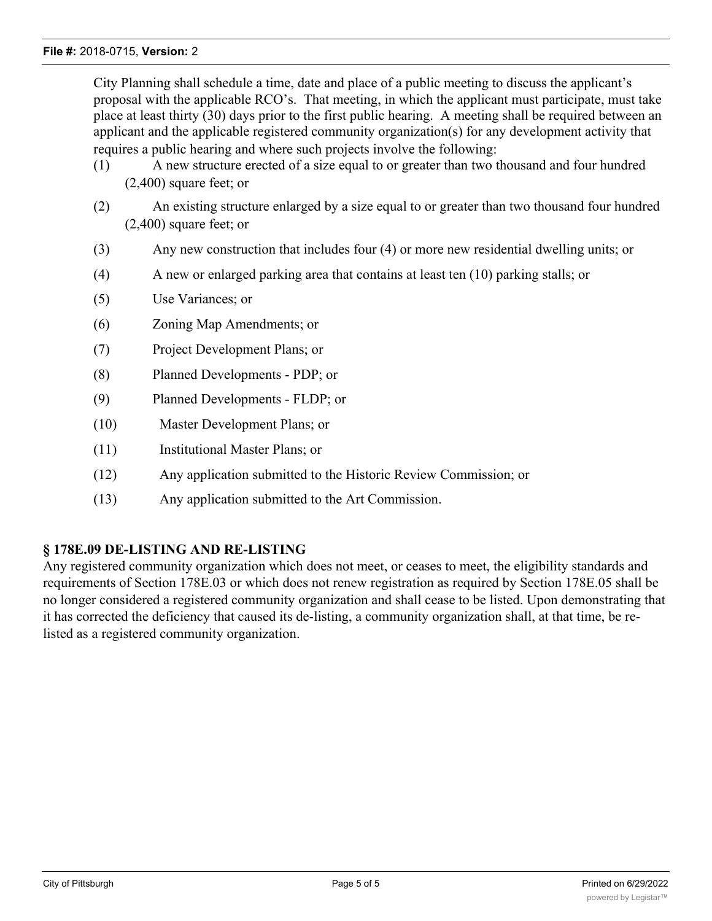City Planning shall schedule a time, date and place of a public meeting to discuss the applicant's proposal with the applicable RCO's. That meeting, in which the applicant must participate, must take place at least thirty (30) days prior to the first public hearing. A meeting shall be required between an applicant and the applicable registered community organization(s) for any development activity that requires a public hearing and where such projects involve the following:

(1) A new structure erected of a size equal to or greater than two thousand and four hundred (2,400) square feet; or

(2) An existing structure enlarged by a size equal to or greater than two thousand four hundred (2,400) square feet; or

(3) Any new construction that includes four (4) or more new residential dwelling units; or

(4) A new or enlarged parking area that contains at least ten (10) parking stalls; or

(5) Use Variances; or

(6) Zoning Map Amendments; or

(7) Project Development Plans; or

(8) Planned Developments - PDP; or

(9) Planned Developments - FLDP; or

(10) Master Development Plans; or

(11) Institutional Master Plans; or

(12) Any application submitted to the Historic Review Commission; or

(13) Any application submitted to the Art Commission.

## § 178E.09 DE-LISTING AND RE-LISTING

Any registered community organization which does not meet, or ceases to meet, the eligibility standards and requirements of Section 178E.03 or which does not renew registration as required by Section 178E.05 shall be no longer considered a registered community organization and shall cease to be listed. Upon demonstrating that it has corrected the deficiency that caused its de-listing, a community organization shall, at that time, be re-listed as a registered community organization.